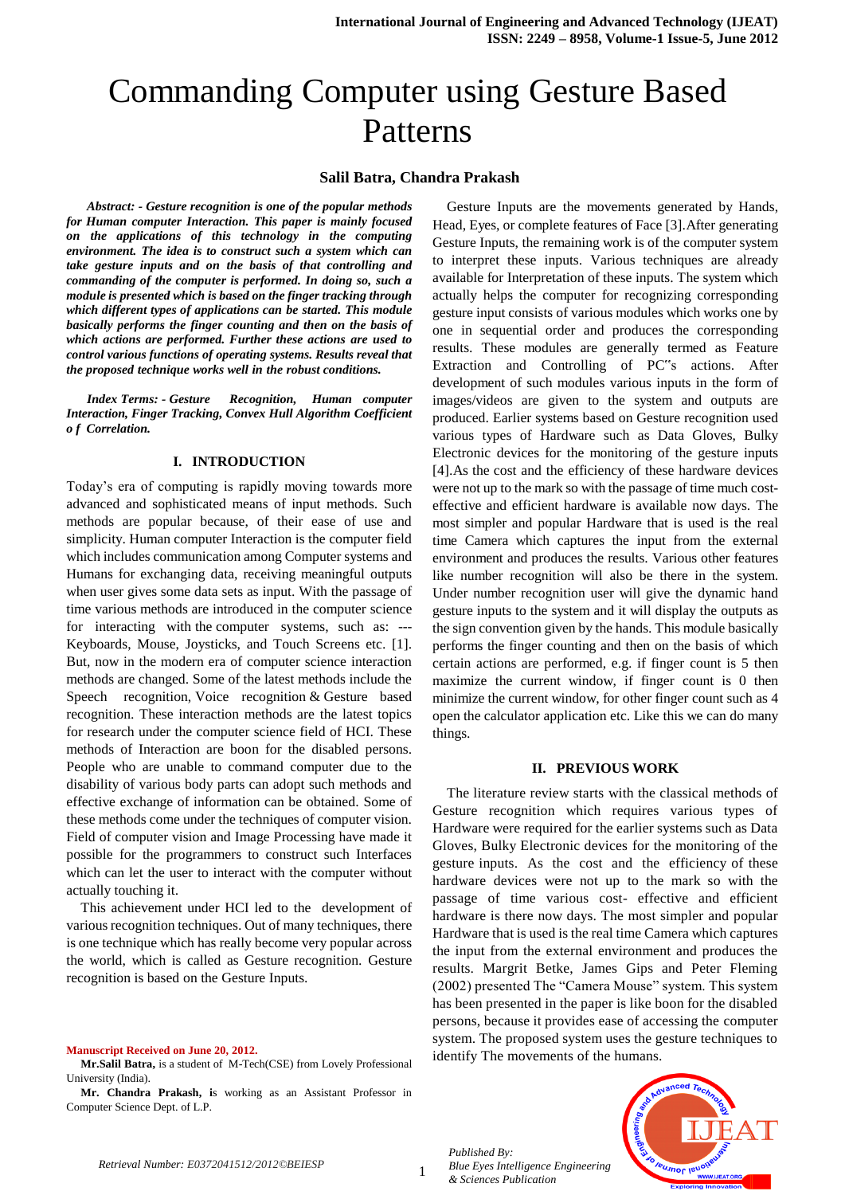# Commanding Computer using Gesture Based Patterns

**Salil Batra, Chandra Prakash**

***Abstract: - Gesture recognition is one of the popular methods for Human computer Interaction. This paper is mainly focused on the applications of this technology in the computing environment. The idea is to construct such a system which can take gesture inputs and on the basis of that controlling and commanding of the computer is performed. In doing so, such a module is presented which is based on the finger tracking through which different types of applications can be started. This module basically performs the finger counting and then on the basis of which actions are performed. Further these actions are used to control various functions of operating systems. Results reveal that the proposed technique works well in the robust conditions.***

***Index Terms: - Gesture Recognition, Human computer Interaction, Finger Tracking, Convex Hull Algorithm Coefficient o f Correlation.***

## I. INTRODUCTION

Today's era of computing is rapidly moving towards more advanced and sophisticated means of input methods. Such methods are popular because, of their ease of use and simplicity. Human computer Interaction is the computer field which includes communication among Computer systems and Humans for exchanging data, receiving meaningful outputs when user gives some data sets as input. With the passage of time various methods are introduced in the computer science for interacting with the computer systems, such as: ---Keyboards, Mouse, Joysticks, and Touch Screens etc. [1]. But, now in the modern era of computer science interaction methods are changed. Some of the latest methods include the Speech recognition, Voice recognition & Gesture based recognition. These interaction methods are the latest topics for research under the computer science field of HCI. These methods of Interaction are boon for the disabled persons. People who are unable to command computer due to the disability of various body parts can adopt such methods and effective exchange of information can be obtained. Some of these methods come under the techniques of computer vision. Field of computer vision and Image Processing have made it possible for the programmers to construct such Interfaces which can let the user to interact with the computer without actually touching it.

This achievement under HCI led to the development of various recognition techniques. Out of many techniques, there is one technique which has really become very popular across the world, which is called as Gesture recognition. Gesture recognition is based on the Gesture Inputs.

Gesture Inputs are the movements generated by Hands, Head, Eyes, or complete features of Face [3].After generating Gesture Inputs, the remaining work is of the computer system to interpret these inputs. Various techniques are already available for Interpretation of these inputs. The system which actually helps the computer for recognizing corresponding gesture input consists of various modules which works one by one in sequential order and produces the corresponding results. These modules are generally termed as Feature Extraction and Controlling of PC"s actions. After development of such modules various inputs in the form of images/videos are given to the system and outputs are produced. Earlier systems based on Gesture recognition used various types of Hardware such as Data Gloves, Bulky Electronic devices for the monitoring of the gesture inputs [4].As the cost and the efficiency of these hardware devices were not up to the mark so with the passage of time much cost-effective and efficient hardware is available now days. The most simpler and popular Hardware that is used is the real time Camera which captures the input from the external environment and produces the results. Various other features like number recognition will also be there in the system. Under number recognition user will give the dynamic hand gesture inputs to the system and it will display the outputs as the sign convention given by the hands. This module basically performs the finger counting and then on the basis of which certain actions are performed, e.g. if finger count is 5 then maximize the current window, if finger count is 0 then minimize the current window, for other finger count such as 4 open the calculator application etc. Like this we can do many things.

## II. PREVIOUS WORK

The literature review starts with the classical methods of Gesture recognition which requires various types of Hardware were required for the earlier systems such as Data Gloves, Bulky Electronic devices for the monitoring of the gesture inputs. As the cost and the efficiency of these hardware devices were not up to the mark so with the passage of time various cost- effective and efficient hardware is there now days. The most simpler and popular Hardware that is used is the real time Camera which captures the input from the external environment and produces the results. Margrit Betke, James Gips and Peter Fleming (2002) presented The "Camera Mouse" system. This system has been presented in the paper is like boon for the disabled persons, because it provides ease of accessing the computer system. The proposed system uses the gesture techniques to identify The movements of the humans.

**Manuscript Received on June 20, 2012.**

**Mr.Salil Batra,** is a student of M-Tech(CSE) from Lovely Professional University (India).

**Mr. Chandra Prakash, i**s working as an Assistant Professor in Computer Science Dept. of L.P.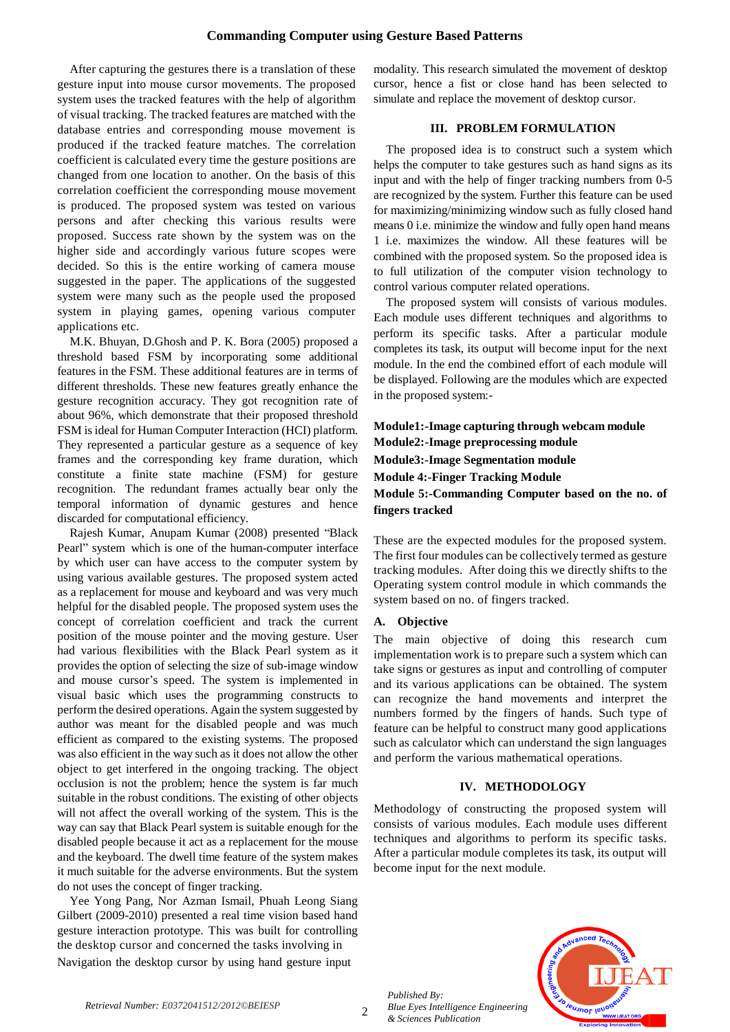After capturing the gestures there is a translation of these gesture input into mouse cursor movements. The proposed system uses the tracked features with the help of algorithm of visual tracking. The tracked features are matched with the database entries and corresponding mouse movement is produced if the tracked feature matches. The correlation coefficient is calculated every time the gesture positions are changed from one location to another. On the basis of this correlation coefficient the corresponding mouse movement is produced. The proposed system was tested on various persons and after checking this various results were proposed. Success rate shown by the system was on the higher side and accordingly various future scopes were decided. So this is the entire working of camera mouse suggested in the paper. The applications of the suggested system were many such as the people used the proposed system in playing games, opening various computer applications etc.

M.K. Bhuyan, D.Ghosh and P. K. Bora (2005) proposed a threshold based FSM by incorporating some additional features in the FSM. These additional features are in terms of different thresholds. These new features greatly enhance the gesture recognition accuracy. They got recognition rate of about 96%, which demonstrate that their proposed threshold FSM is ideal for Human Computer Interaction (HCI) platform. They represented a particular gesture as a sequence of key frames and the corresponding key frame duration, which constitute a finite state machine (FSM) for gesture recognition. The redundant frames actually bear only the temporal information of dynamic gestures and hence discarded for computational efficiency.

Rajesh Kumar, Anupam Kumar (2008) presented "Black Pearl" system which is one of the human-computer interface by which user can have access to the computer system by using various available gestures. The proposed system acted as a replacement for mouse and keyboard and was very much helpful for the disabled people. The proposed system uses the concept of correlation coefficient and track the current position of the mouse pointer and the moving gesture. User had various flexibilities with the Black Pearl system as it provides the option of selecting the size of sub-image window and mouse cursor's speed. The system is implemented in visual basic which uses the programming constructs to perform the desired operations. Again the system suggested by author was meant for the disabled people and was much efficient as compared to the existing systems. The proposed was also efficient in the way such as it does not allow the other object to get interfered in the ongoing tracking. The object occlusion is not the problem; hence the system is far much suitable in the robust conditions. The existing of other objects will not affect the overall working of the system. This is the way can say that Black Pearl system is suitable enough for the disabled people because it act as a replacement for the mouse and the keyboard. The dwell time feature of the system makes it much suitable for the adverse environments. But the system do not uses the concept of finger tracking.

Yee Yong Pang, Nor Azman Ismail, Phuah Leong Siang Gilbert (2009-2010) presented a real time vision based hand gesture interaction prototype. This was built for controlling the desktop cursor and concerned the tasks involving in Navigation the desktop cursor by using hand gesture input modality. This research simulated the movement of desktop cursor, hence a fist or close hand has been selected to simulate and replace the movement of desktop cursor.

## III. PROBLEM FORMULATION

The proposed idea is to construct such a system which helps the computer to take gestures such as hand signs as its input and with the help of finger tracking numbers from 0-5 are recognized by the system. Further this feature can be used for maximizing/minimizing window such as fully closed hand means 0 i.e. minimize the window and fully open hand means 1 i.e. maximizes the window. All these features will be combined with the proposed system. So the proposed idea is to full utilization of the computer vision technology to control various computer related operations.

The proposed system will consists of various modules. Each module uses different techniques and algorithms to perform its specific tasks. After a particular module completes its task, its output will become input for the next module. In the end the combined effort of each module will be displayed. Following are the modules which are expected in the proposed system:-

**Module1:-Image capturing through webcam module**
**Module2:-Image preprocessing module**
**Module3:-Image Segmentation module**
**Module 4:-Finger Tracking Module**
**Module 5:-Commanding Computer based on the no. of fingers tracked**

These are the expected modules for the proposed system. The first four modules can be collectively termed as gesture tracking modules. After doing this we directly shifts to the Operating system control module in which commands the system based on no. of fingers tracked.

### A. Objective

The main objective of doing this research cum implementation work is to prepare such a system which can take signs or gestures as input and controlling of computer and its various applications can be obtained. The system can recognize the hand movements and interpret the numbers formed by the fingers of hands. Such type of feature can be helpful to construct many good applications such as calculator which can understand the sign languages and perform the various mathematical operations.

## IV. METHODOLOGY

Methodology of constructing the proposed system will consists of various modules. Each module uses different techniques and algorithms to perform its specific tasks. After a particular module completes its task, its output will become input for the next module.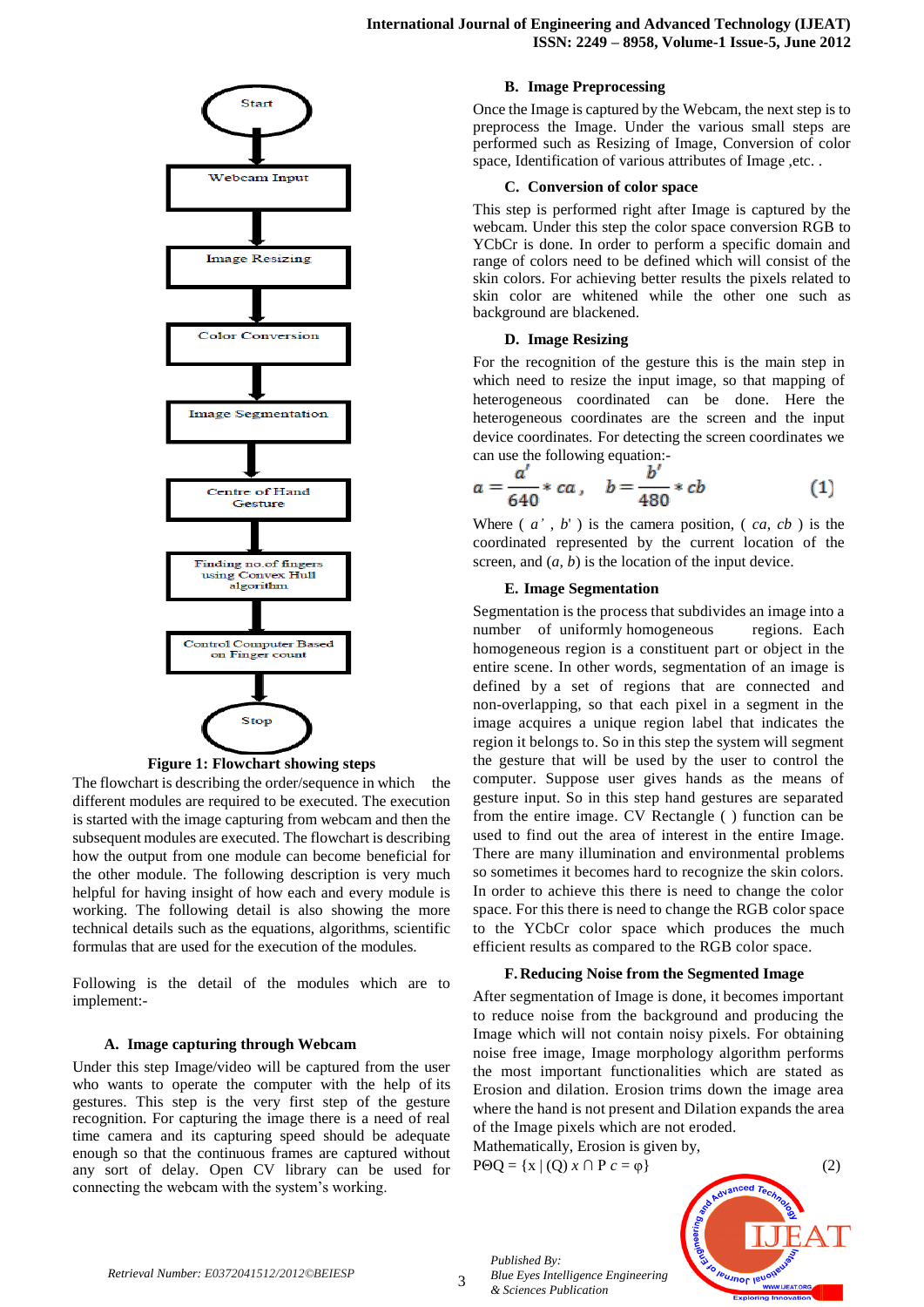Figure 1: Flowchart showing steps

The flowchart is describing the order/sequence in which the different modules are required to be executed. The execution is started with the image capturing from webcam and then the subsequent modules are executed. The flowchart is describing how the output from one module can become beneficial for the other module. The following description is very much helpful for having insight of how each and every module is working. The following detail is also showing the more technical details such as the equations, algorithms, scientific formulas that are used for the execution of the modules.

Following is the detail of the modules which are to implement:-

### A. Image capturing through Webcam

Under this step Image/video will be captured from the user who wants to operate the computer with the help of its gestures. This step is the very first step of the gesture recognition. For capturing the image there is a need of real time camera and its capturing speed should be adequate enough so that the continuous frames are captured without any sort of delay. Open CV library can be used for connecting the webcam with the system's working.

### B. Image Preprocessing

Once the Image is captured by the Webcam, the next step is to preprocess the Image. Under the various small steps are performed such as Resizing of Image, Conversion of color space, Identification of various attributes of Image ,etc. .

### C. Conversion of color space

This step is performed right after Image is captured by the webcam. Under this step the color space conversion RGB to YCbCr is done. In order to perform a specific domain and range of colors need to be defined which will consist of the skin colors. For achieving better results the pixels related to skin color are whitened while the other one such as background are blackened.

### D. Image Resizing

For the recognition of the gesture this is the main step in which need to resize the input image, so that mapping of heterogeneous coordinated can be done. Here the heterogeneous coordinates are the screen and the input device coordinates. For detecting the screen coordinates we can use the following equation:-

$$a = \frac{a'}{640} * ca\ , \quad b = \frac{b'}{480} * cb \qquad (1)$$

Where ( $a'$ , $b'$ ) is the camera position, ( $ca$, $cb$ ) is the coordinated represented by the current location of the screen, and ($a$, $b$) is the location of the input device.

### E. Image Segmentation

Segmentation is the process that subdivides an image into a number of uniformly homogeneous regions. Each homogeneous region is a constituent part or object in the entire scene. In other words, segmentation of an image is defined by a set of regions that are connected and non-overlapping, so that each pixel in a segment in the image acquires a unique region label that indicates the region it belongs to. So in this step the system will segment the gesture that will be used by the user to control the computer. Suppose user gives hands as the means of gesture input. So in this step hand gestures are separated from the entire image. CV Rectangle ( ) function can be used to find out the area of interest in the entire Image. There are many illumination and environmental problems so sometimes it becomes hard to recognize the skin colors. In order to achieve this there is need to change the color space. For this there is need to change the RGB color space to the YCbCr color space which produces the much efficient results as compared to the RGB color space.

### F. Reducing Noise from the Segmented Image

After segmentation of Image is done, it becomes important to reduce noise from the background and producing the Image which will not contain noisy pixels. For obtaining noise free image, Image morphology performs the most important functionalities which are stated as Erosion and dilation. Erosion trims down the image area where the hand is not present and Dilation expands the area of the Image pixels which are not eroded.

Mathematically, Erosion is given by,

$$P\Theta Q = \{x \mid (Q)\, x \cap P\, c = \varphi\} \qquad (2)$$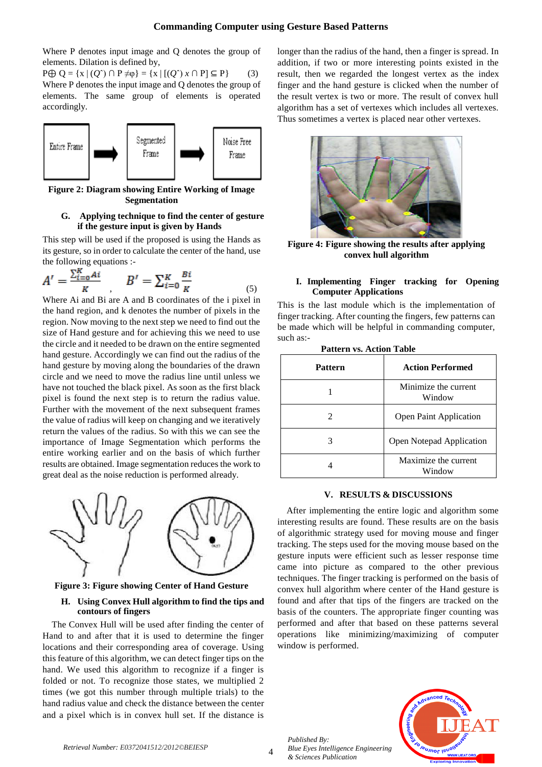Where P denotes input image and Q denotes the group of elements. Dilation is defined by,

$$P \oplus Q = \{x \mid (\hat{Q}) \cap P \neq \varphi\} = \{x \mid [(\hat{Q})\, x \cap P] \subseteq P\} \quad (3)$$

Where P denotes the input image and Q denotes the group of elements. The same group of elements is operated accordingly.

Figure 2: Diagram showing Entire Working of Image Segmentation

### G. Applying technique to find the center of gesture if the gesture input is given by Hands

This step will be used if the proposed is using the Hands as its gesture, so in order to calculate the center of the hand, use the following equations :-

$$A' = \frac{\sum_{i=0}^{K} Ai}{K}, \quad B' = \sum_{i=0}^{K} \frac{Bi}{K} \quad (5)$$

Where Ai and Bi are A and B coordinates of the i pixel in the hand region, and k denotes the number of pixels in the region. Now moving to the next step we need to find out the size of Hand gesture and for achieving this we need to use the circle and it needed to be drawn on the entire segmented hand gesture. Accordingly we can find out the radius of the hand gesture by moving along the boundaries of the drawn circle and we need to move the radius line until unless we have not touched the black pixel. As soon as the first black pixel is found the next step is to return the radius value. Further with the movement of the next subsequent frames the value of radius will keep on changing and we iteratively return the values of the radius. So with this we can see the importance of Image Segmentation which performs the entire working earlier and on the basis of which further results are obtained. Image segmentation reduces the work to great deal as the noise reduction is performed already.

Figure 3: Figure showing Center of Hand Gesture

### H. Using Convex Hull algorithm to find the tips and contours of fingers

The Convex Hull will be used after finding the center of Hand to and after that it is used to determine the finger locations and their corresponding area of coverage. Using this feature of this algorithm, we can detect finger tips on the hand. We used this algorithm to recognize if a finger is folded or not. To recognize those states, we multiplied 2 times (we got this number through multiple trials) to the hand radius value and check the distance between the center and a pixel which is in convex hull set. If the distance is longer than the radius of the hand, then a finger is spread. In addition, if two or more interesting points existed in the result, then we regarded the longest vertex as the index finger and the hand gesture is clicked when the number of the result vertex is two or more. The result of convex hull algorithm has a set of vertexes which includes all vertexes. Thus sometimes a vertex is placed near other vertexes.

Figure 4: Figure showing the results after applying convex hull algorithm

### I. Implementing Finger tracking for Opening Computer Applications

This is the last module which is the implementation of finger tracking. After counting the fingers, few patterns can be made which will be helpful in commanding computer, such as:-

**Pattern vs. Action Table**

| Pattern | Action Performed |
|---|---|
| 1 | Minimize the current Window |
| 2 | Open Paint Application |
| 3 | Open Notepad Application |
| 4 | Maximize the current Window |

## V. RESULTS & DISCUSSIONS

After implementing the entire logic and algorithm some interesting results are found. These results are on the basis of algorithmic strategy used for moving mouse and finger tracking. The steps used for the moving mouse based on the gesture inputs were efficient such as lesser response time came into picture as compared to the other previous techniques. The finger tracking is performed on the basis of convex hull algorithm where center of the Hand gesture is found and after that tips of the fingers are tracked on the basis of the counters. The appropriate finger counting was performed and after that based on these patterns several operations like minimizing/maximizing of computer window is performed.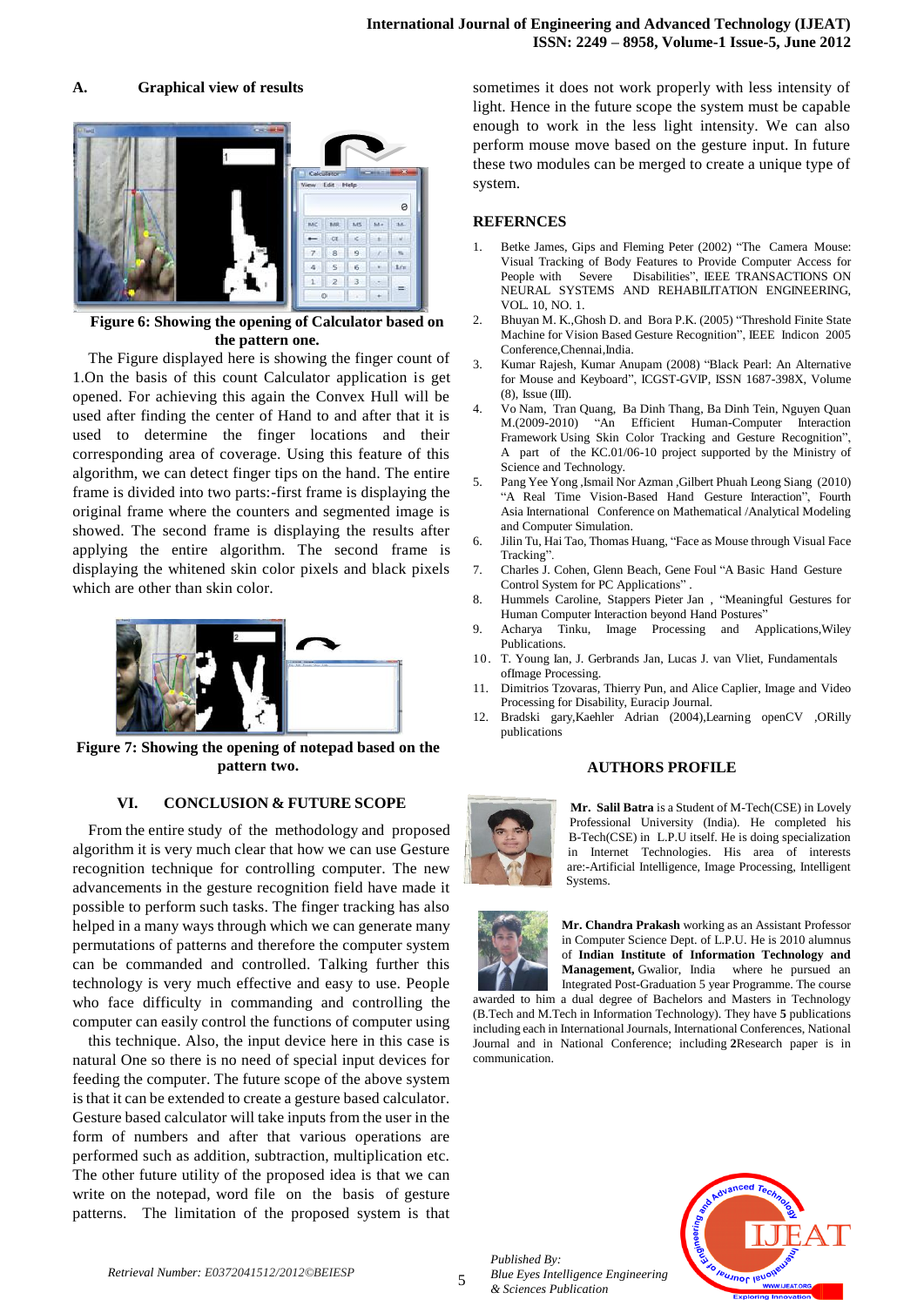### A. Graphical view of results

Figure 6: Showing the opening of Calculator based on the pattern one.

The Figure displayed here is showing the finger count of 1.On the basis of this count Calculator application is get opened. For achieving this again the Convex Hull will be used after finding the center of Hand to and after that it is used to determine the finger locations and their corresponding area of coverage. Using this feature of this algorithm, we can detect finger tips on the hand. The entire frame is divided into two parts:-first frame is displaying the original frame where the counters and segmented image is showed. The second frame is displaying the results after applying the entire algorithm. The second frame is displaying the whitened skin color pixels and black pixels which are other than skin color.

Figure 7: Showing the opening of notepad based on the pattern two.

## VI. CONCLUSION & FUTURE SCOPE

From the entire study of the methodology and proposed algorithm it is very much clear that how we can use Gesture recognition technique for controlling computer. The new advancements in the gesture recognition field have made it possible to perform such tasks. The finger tracking has also helped in a many ways through which we can generate many permutations of patterns and therefore the computer system can be commanded and controlled. Talking further this technology is very much effective and easy to use. People who face difficulty in commanding and controlling the computer can easily control the functions of computer using this technique. Also, the input device here in this case is natural One so there is no need of special input devices for feeding the computer. The future scope of the above system is that it can be extended to create a gesture based calculator. Gesture based calculator will take inputs from the user in the form of numbers and after that various operations are performed such as addition, subtraction, multiplication etc. The other future utility of the proposed idea is that we can write on the notepad, word file on the basis of gesture patterns. The limitation of the proposed system is that sometimes it does not work properly with less intensity of light. Hence in the future scope the system must be capable enough to work in the less light intensity. We can also perform mouse move based on the gesture input. In future these two modules can be merged to create a unique type of system.

## REFERNCES

1. Betke James, Gips and Fleming Peter (2002) "The Camera Mouse: Visual Tracking of Body Features to Provide Computer Access for People with Severe Disabilities", IEEE TRANSACTIONS ON NEURAL SYSTEMS AND REHABILITATION ENGINEERING, VOL. 10, NO. 1.
2. Bhuyan M. K.,Ghosh D. and Bora P.K. (2005) "Threshold Finite State Machine for Vision Based Gesture Recognition", IEEE Indicon 2005 Conference,Chennai,India.
3. Kumar Rajesh, Kumar Anupam (2008) "Black Pearl: An Alternative for Mouse and Keyboard", ICGST-GVIP, ISSN 1687-398X, Volume (8), Issue (III).
4. Vo Nam, Tran Quang, Ba Dinh Thang, Ba Dinh Tein, Nguyen Quan M.(2009-2010) "An Efficient Human-Computer Interaction Framework Using Skin Color Tracking and Gesture Recognition", A part of the KC.01/06-10 project supported by the Ministry of Science and Technology.
5. Pang Yee Yong ,Ismail Nor Azman ,Gilbert Phuah Leong Siang (2010) "A Real Time Vision-Based Hand Gesture Interaction", Fourth Asia International Conference on Mathematical /Analytical Modeling and Computer Simulation.
6. Jilin Tu, Hai Tao, Thomas Huang, "Face as Mouse through Visual Face Tracking".
7. Charles J. Cohen, Glenn Beach, Gene Foul "A Basic Hand Gesture Control System for PC Applications" .
8. Hummels Caroline, Stappers Pieter Jan , "Meaningful Gestures for Human Computer Interaction beyond Hand Postures"
9. Acharya Tinku, Image Processing and Applications,Wiley Publications.
10. T. Young Ian, J. Gerbrands Jan, Lucas J. van Vliet, Fundamentals ofImage Processing.
11. Dimitrios Tzovaras, Thierry Pun, and Alice Caplier, Image and Video Processing for Disability, Euracip Journal.
12. Bradski gary,Kaehler Adrian (2004),Learning openCV ,ORilly publications

## AUTHORS PROFILE

**Mr. Salil Batra** is a Student of M-Tech(CSE) in Lovely Professional University (India). He completed his B-Tech(CSE) in L.P.U itself. He is doing specialization in Internet Technologies. His area of interests are:-Artificial Intelligence, Image Processing, Intelligent Systems.

**Mr. Chandra Prakash** working as an Assistant Professor in Computer Science Dept. of L.P.U. He is 2010 alumnus of **Indian Institute of Information Technology and Management,** Gwalior, India where he pursued an Integrated Post-Graduation 5 year Programme. The course awarded to him a dual degree of Bachelors and Masters in Technology (B.Tech and M.Tech in Information Technology). They have **5** publications including each in International Journals, International Conferences, National Journal and in National Conference; including **2**Research paper is in communication.